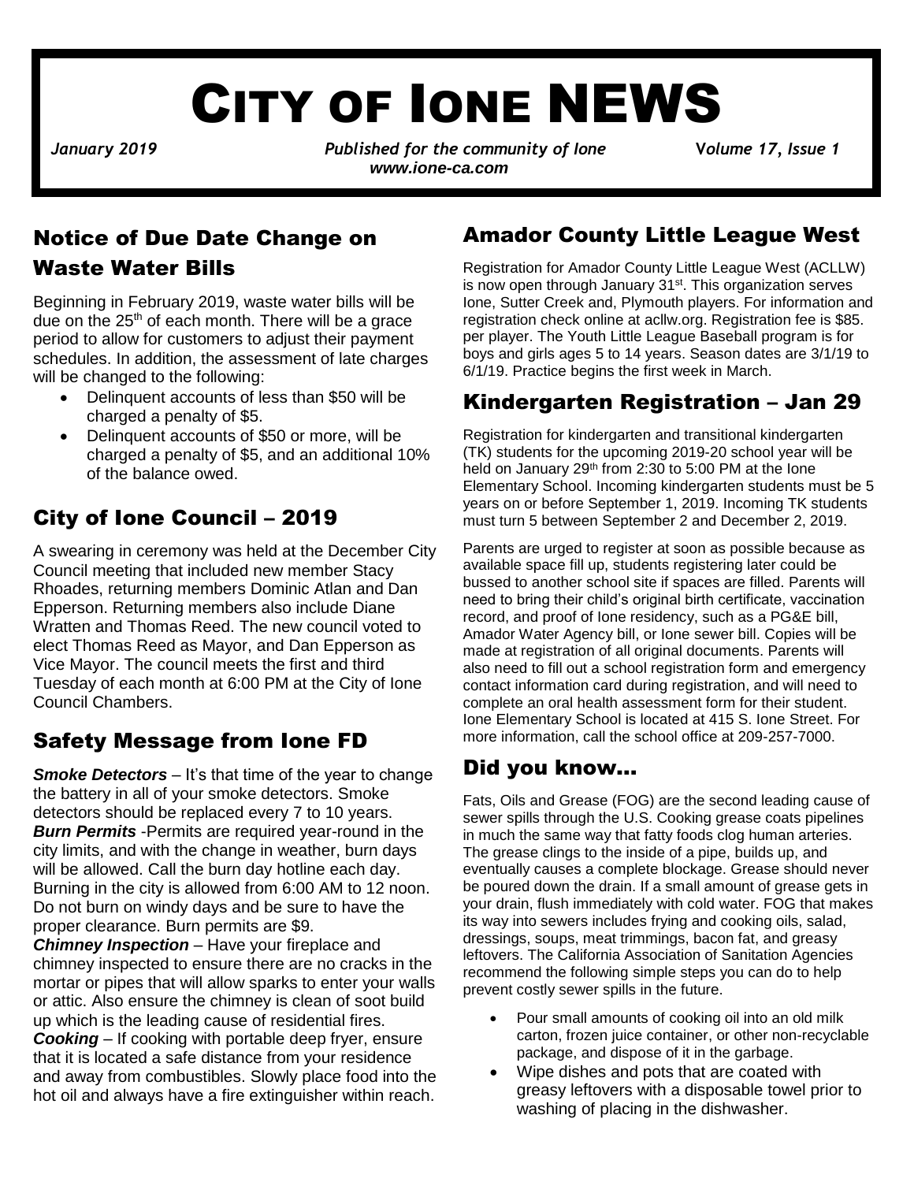# City of Ione NEWS

*January 2019* *Published for the community of Ione* *Volume 17, Issue 1*
*www.ione-ca.com*

## Notice of Due Date Change on Waste Water Bills

Beginning in February 2019, waste water bills will be due on the 25th of each month. There will be a grace period to allow for customers to adjust their payment schedules. In addition, the assessment of late charges will be changed to the following:

- Delinquent accounts of less than $50 will be charged a penalty of $5.
- Delinquent accounts of $50 or more, will be charged a penalty of $5, and an additional 10% of the balance owed.

## City of Ione Council – 2019

A swearing in ceremony was held at the December City Council meeting that included new member Stacy Rhoades, returning members Dominic Atlan and Dan Epperson. Returning members also include Diane Wratten and Thomas Reed. The new council voted to elect Thomas Reed as Mayor, and Dan Epperson as Vice Mayor. The council meets the first and third Tuesday of each month at 6:00 PM at the City of Ione Council Chambers.

## Safety Message from Ione FD

***Smoke Detectors*** – It's that time of the year to change the battery in all of your smoke detectors. Smoke detectors should be replaced every 7 to 10 years.
***Burn Permits*** -Permits are required year-round in the city limits, and with the change in weather, burn days will be allowed. Call the burn day hotline each day. Burning in the city is allowed from 6:00 AM to 12 noon. Do not burn on windy days and be sure to have the proper clearance. Burn permits are $9.
***Chimney Inspection*** – Have your fireplace and chimney inspected to ensure there are no cracks in the mortar or pipes that will allow sparks to enter your walls or attic. Also ensure the chimney is clean of soot build up which is the leading cause of residential fires.
***Cooking*** – If cooking with portable deep fryer, ensure that it is located a safe distance from your residence and away from combustibles. Slowly place food into the hot oil and always have a fire extinguisher within reach.

## Amador County Little League West

Registration for Amador County Little League West (ACLLW) is now open through January 31st. This organization serves Ione, Sutter Creek and, Plymouth players. For information and registration check online at acllw.org. Registration fee is $85. per player. The Youth Little League Baseball program is for boys and girls ages 5 to 14 years. Season dates are 3/1/19 to 6/1/19. Practice begins the first week in March.

## Kindergarten Registration – Jan 29

Registration for kindergarten and transitional kindergarten (TK) students for the upcoming 2019-20 school year will be held on January 29th from 2:30 to 5:00 PM at the Ione Elementary School. Incoming kindergarten students must be 5 years on or before September 1, 2019. Incoming TK students must turn 5 between September 2 and December 2, 2019.

Parents are urged to register at soon as possible because as available space fill up, students registering later could be bussed to another school site if spaces are filled. Parents will need to bring their child's original birth certificate, vaccination record, and proof of Ione residency, such as a PG&E bill, Amador Water Agency bill, or Ione sewer bill. Copies will be made at registration of all original documents. Parents will also need to fill out a school registration form and emergency contact information card during registration, and will need to complete an oral health assessment form for their student. Ione Elementary School is located at 415 S. Ione Street. For more information, call the school office at 209-257-7000.

## Did you know…

Fats, Oils and Grease (FOG) are the second leading cause of sewer spills through the U.S. Cooking grease coats pipelines in much the same way that fatty foods clog human arteries. The grease clings to the inside of a pipe, builds up, and eventually causes a complete blockage. Grease should never be poured down the drain. If a small amount of grease gets in your drain, flush immediately with cold water. FOG that makes its way into sewers includes frying and cooking oils, salad, dressings, soups, meat trimmings, bacon fat, and greasy leftovers. The California Association of Sanitation Agencies recommend the following simple steps you can do to help prevent costly sewer spills in the future.

- Pour small amounts of cooking oil into an old milk carton, frozen juice container, or other non-recyclable package, and dispose of it in the garbage.
- Wipe dishes and pots that are coated with greasy leftovers with a disposable towel prior to washing of placing in the dishwasher.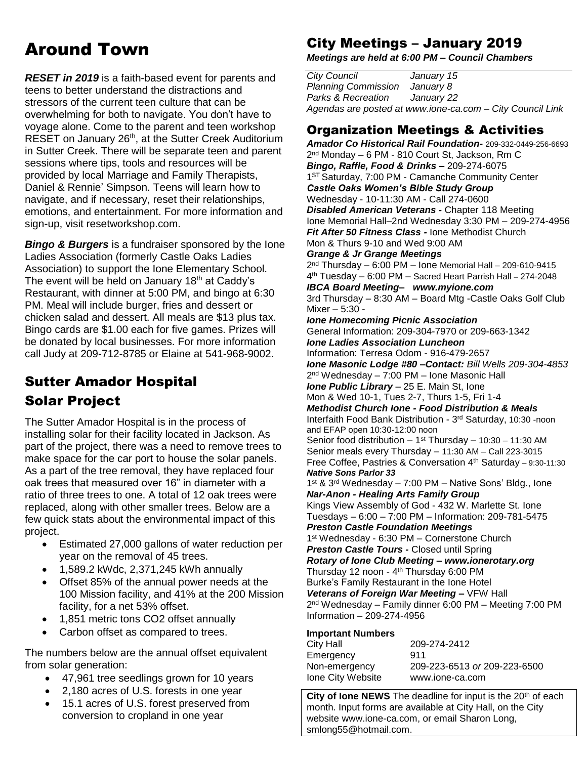# Around Town

***RESET in 2019*** is a faith-based event for parents and teens to better understand the distractions and stressors of the current teen culture that can be overwhelming for both to navigate. You don't have to voyage alone. Come to the parent and teen workshop RESET on January 26th, at the Sutter Creek Auditorium in Sutter Creek. There will be separate teen and parent sessions where tips, tools and resources will be provided by local Marriage and Family Therapists, Daniel & Rennie' Simpson. Teens will learn how to navigate, and if necessary, reset their relationships, emotions, and entertainment. For more information and sign-up, visit resetworkshop.com.

***Bingo & Burgers*** is a fundraiser sponsored by the Ione Ladies Association (formerly Castle Oaks Ladies Association) to support the Ione Elementary School. The event will be held on January 18th at Caddy's Restaurant, with dinner at 5:00 PM, and bingo at 6:30 PM. Meal will include burger, fries and dessert or chicken salad and dessert. All meals are $13 plus tax. Bingo cards are $1.00 each for five games. Prizes will be donated by local businesses. For more information call Judy at 209-712-8785 or Elaine at 541-968-9002.

# Sutter Amador Hospital Solar Project

The Sutter Amador Hospital is in the process of installing solar for their facility located in Jackson. As part of the project, there was a need to remove trees to make space for the car port to house the solar panels. As a part of the tree removal, they have replaced four oak trees that measured over 16" in diameter with a ratio of three trees to one. A total of 12 oak trees were replaced, along with other smaller trees. Below are a few quick stats about the environmental impact of this project.

- Estimated 27,000 gallons of water reduction per year on the removal of 45 trees.
- 1,589.2 kWdc, 2,371,245 kWh annually
- Offset 85% of the annual power needs at the 100 Mission facility, and 41% at the 200 Mission facility, for a net 53% offset.
- 1,851 metric tons $CO_2$ offset annually
- Carbon offset as compared to trees.

The numbers below are the annual offset equivalent from solar generation:

- 47,961 tree seedlings grown for 10 years
- 2,180 acres of U.S. forests in one year
- 15.1 acres of U.S. forest preserved from conversion to cropland in one year

# City Meetings – January 2019

***Meetings are held at 6:00 PM – Council Chambers***

| | |
|---|---|
| *City Council* | *January 15* |
| *Planning Commission* | *January 8* |
| *Parks & Recreation* | *January 22* |

*Agendas are posted at www.ione-ca.com – City Council Link*

## Organization Meetings & Activities

***Amador Co Historical Rail Foundation-*** 209-332-0449-256-6693
2nd Monday – 6 PM - 810 Court St, Jackson, Rm C

***Bingo, Raffle, Food & Drinks –*** 209-274-6075
1ST Saturday, 7:00 PM - Camanche Community Center

***Castle Oaks Women's Bible Study Group***
Wednesday - 10-11:30 AM - Call 274-0600

***Disabled American Veterans -*** Chapter 118 Meeting
Ione Memorial Hall–2nd Wednesday 3:30 PM – 209-274-4956

***Fit After 50 Fitness Class -*** Ione Methodist Church
Mon & Thurs 9-10 and Wed 9:00 AM

***Grange & Jr Grange Meetings***
2nd Thursday – 6:00 PM – Ione Memorial Hall – 209-610-9415
4th Tuesday – 6:00 PM – Sacred Heart Parrish Hall – 274-2048

***IBCA Board Meeting– www.myione.com***
3rd Thursday – 8:30 AM – Board Mtg -Castle Oaks Golf Club
Mixer – 5:30 -

***Ione Homecoming Picnic Association***
General Information: 209-304-7970 or 209-663-1342

***Ione Ladies Association Luncheon***
Information: Terresa Odom - 916-479-2657

***Ione Masonic Lodge #80 –Contact:*** *Bill Wells 209-304-4853*
2nd Wednesday – 7:00 PM – Ione Masonic Hall

***Ione Public Library*** – 25 E. Main St, Ione
Mon & Wed 10-1, Tues 2-7, Thurs 1-5, Fri 1-4

***Methodist Church Ione - Food Distribution & Meals***
Interfaith Food Bank Distribution - 3rd Saturday, 10:30 -noon and EFAP open 10:30-12:00 noon
Senior food distribution – 1st Thursday – 10:30 – 11:30 AM
Senior meals every Thursday – 11:30 AM – Call 223-3015
Free Coffee, Pastries & Conversation 4th Saturday – 9:30-11:30

***Native Sons Parlor 33***
1st & 3rd Wednesday – 7:00 PM – Native Sons' Bldg., Ione

***Nar-Anon - Healing Arts Family Group***
Kings View Assembly of God - 432 W. Marlette St. Ione
Tuesdays – 6:00 – 7:00 PM – Information: 209-781-5475

***Preston Castle Foundation Meetings***
1st Wednesday - 6:30 PM – Cornerstone Church

***Preston Castle Tours -*** Closed until Spring

***Rotary of Ione Club Meeting – www.ionerotary.org***
Thursday 12 noon - 4th Thursday 6:00 PM
Burke's Family Restaurant in the Ione Hotel

***Veterans of Foreign War Meeting –*** VFW Hall
2nd Wednesday – Family dinner 6:00 PM – Meeting 7:00 PM
Information – 209-274-4956

**Important Numbers**

| | |
|---|---|
| City Hall | 209-274-2412 |
| Emergency | 911 |
| Non-emergency | 209-223-6513 *or* 209-223-6500 |
| Ione City Website | www.ione-ca.com |

**City of Ione NEWS** The deadline for input is the 20th of each month. Input forms are available at City Hall, on the City website www.ione-ca.com, or email Sharon Long, smlong55@hotmail.com.